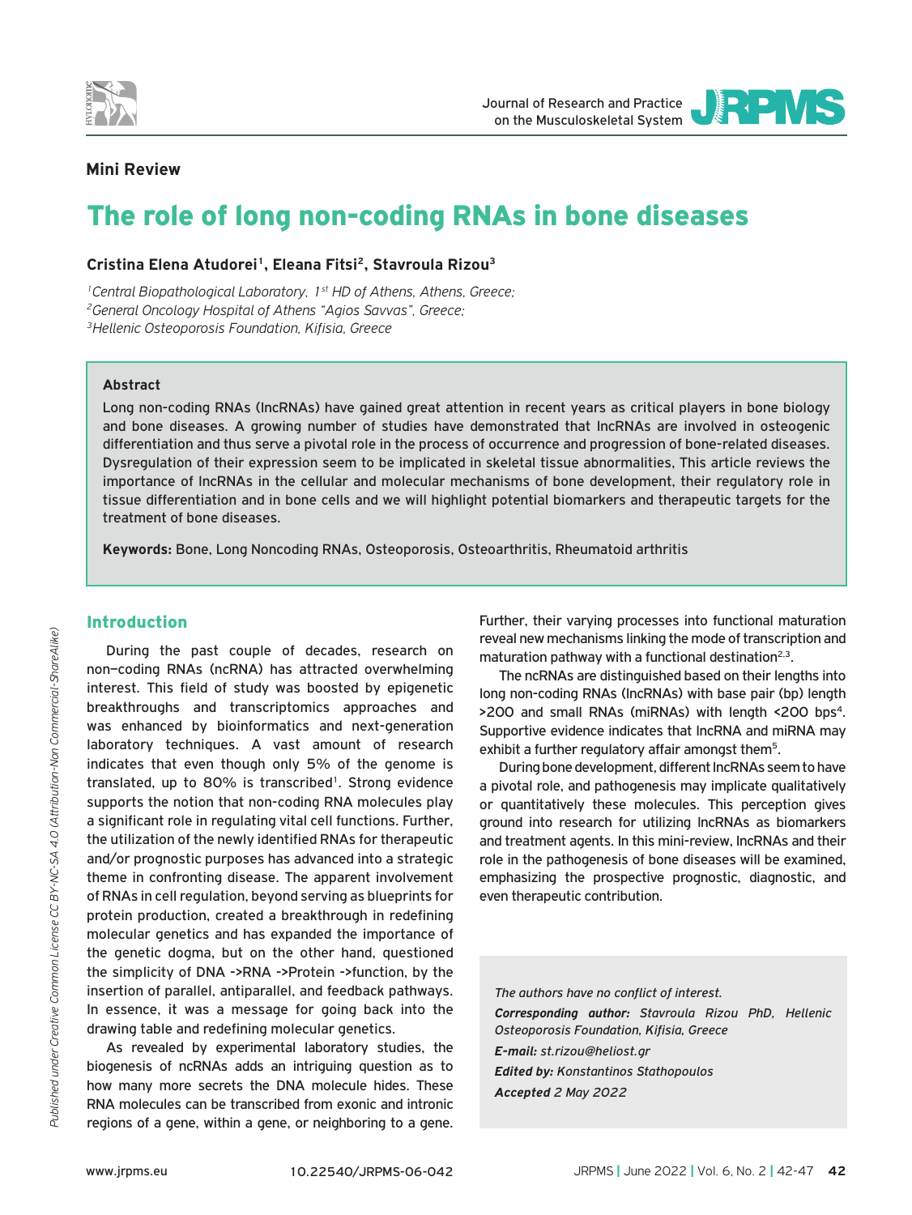**Mini Review**

# The role of long non-coding RNAs in bone diseases

**Cristina Elena Atudorei[1], Eleana Fitsi[2], Stavroula Rizou[3]**

*[1]Central Biopathological Laboratory, 1st HD of Athens, Athens, Greece;*
*[2]General Oncology Hospital of Athens "Agios Savvas", Greece;*
*[3]Hellenic Osteoporosis Foundation, Kifisia, Greece*

### Abstract

Long non-coding RNAs (lncRNAs) have gained great attention in recent years as critical players in bone biology and bone diseases. A growing number of studies have demonstrated that lncRNAs are involved in osteogenic differentiation and thus serve a pivotal role in the process of occurrence and progression of bone-related diseases. Dysregulation of their expression seem to be implicated in skeletal tissue abnormalities, This article reviews the importance of lncRNAs in the cellular and molecular mechanisms of bone development, their regulatory role in tissue differentiation and in bone cells and we will highlight potential biomarkers and therapeutic targets for the treatment of bone diseases.

**Keywords:** Bone, Long Noncoding RNAs, Osteoporosis, Osteoarthritis, Rheumatoid arthritis

## Introduction

During the past couple of decades, research on non–coding RNAs (ncRNA) has attracted overwhelming interest. This field of study was boosted by epigenetic breakthroughs and transcriptomics approaches and was enhanced by bioinformatics and next-generation laboratory techniques. A vast amount of research indicates that even though only 5% of the genome is translated, up to 80% is transcribed[1]. Strong evidence supports the notion that non-coding RNA molecules play a significant role in regulating vital cell functions. Further, the utilization of the newly identified RNAs for therapeutic and/or prognostic purposes has advanced into a strategic theme in confronting disease. The apparent involvement of RNAs in cell regulation, beyond serving as blueprints for protein production, created a breakthrough in redefining molecular genetics and has expanded the importance of the genetic dogma, but on the other hand, questioned the simplicity of DNA ->RNA ->Protein ->function, by the insertion of parallel, antiparallel, and feedback pathways. In essence, it was a message for going back into the drawing table and redefining molecular genetics.

As revealed by experimental laboratory studies, the biogenesis of ncRNAs adds an intriguing question as to how many more secrets the DNA molecule hides. These RNA molecules can be transcribed from exonic and intronic regions of a gene, within a gene, or neighboring to a gene. Further, their varying processes into functional maturation reveal new mechanisms linking the mode of transcription and maturation pathway with a functional destination[2,3].

The ncRNAs are distinguished based on their lengths into long non-coding RNAs (lncRNAs) with base pair (bp) length >200 and small RNAs (miRNAs) with length <200 bps[4]. Supportive evidence indicates that lncRNA and miRNA may exhibit a further regulatory affair amongst them[5].

During bone development, different lncRNAs seem to have a pivotal role, and pathogenesis may implicate qualitatively or quantitatively these molecules. This perception gives ground into research for utilizing lncRNAs as biomarkers and treatment agents. In this mini-review, lncRNAs and their role in the pathogenesis of bone diseases will be examined, emphasizing the prospective prognostic, diagnostic, and even therapeutic contribution.

*The authors have no conflict of interest.*
***Corresponding author:*** *Stavroula Rizou PhD, Hellenic Osteoporosis Foundation, Kifisia, Greece*
***E-mail:*** *st.rizou@heliost.gr*
***Edited by:*** *Konstantinos Stathopoulos*
***Accepted*** *2 May 2022*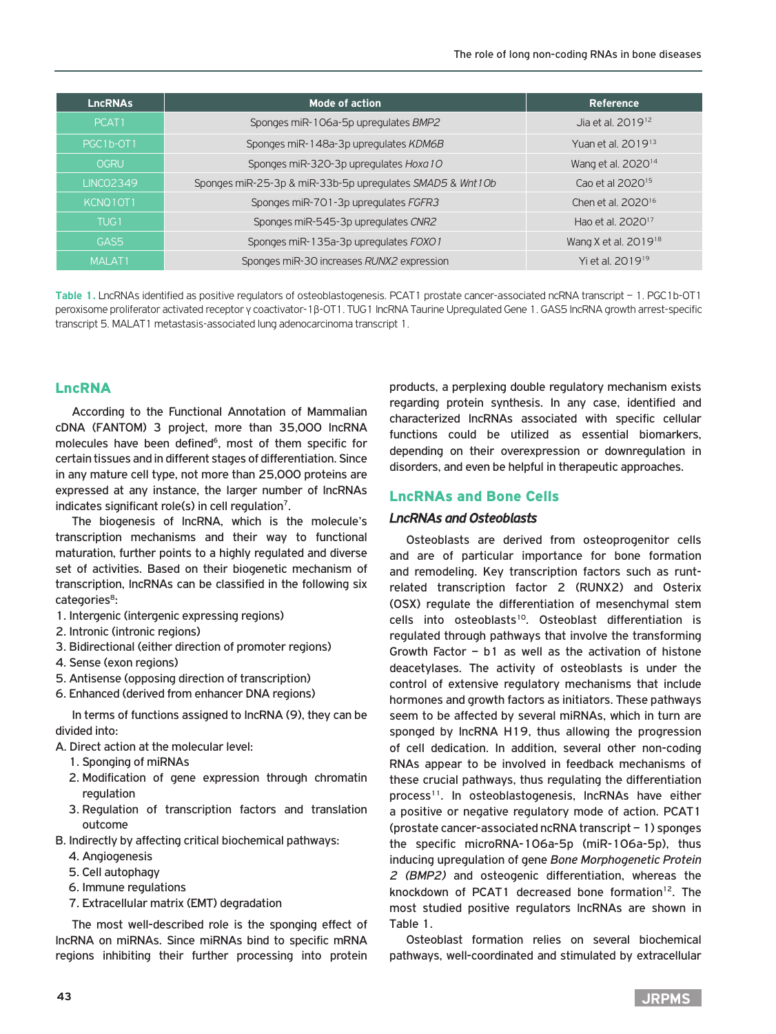| LncRNAs | Mode of action | Reference |
|---|---|---|
| PCAT1 | Sponges miR-106a-5p upregulates *BMP2* | Jia et al. 2019[12] |
| PGC1b-OT1 | Sponges miR-148a-3p upregulates *KDM6B* | Yuan et al. 2019[13] |
| OGRU | Sponges miR-320-3p upregulates *Hoxa10* | Wang et al. 2020[14] |
| LINC02349 | Sponges miR-25-3p & miR-33b-5p upregulates *SMAD5* & *Wnt10b* | Cao et al 2020[15] |
| KCNQ1OT1 | Sponges miR-701-3p upregulates *FGFR3* | Chen et al. 2020[16] |
| TUG1 | Sponges miR-545-3p upregulates *CNR2* | Hao et al. 2020[17] |
| GAS5 | Sponges miR-135a-3p upregulates *FOXO1* | Wang X et al. 2019[18] |
| MALAT1 | Sponges miR-30 increases *RUNX2* expression | Yi et al. 2019[19] |

**Table 1.** LncRNAs identified as positive regulators of osteoblastogenesis. PCAT1 prostate cancer-associated ncRNA transcript – 1. PGC1b-OT1 peroxisome proliferator activated receptor γ coactivator-1β-OT1. TUG1 lncRNA Taurine Upregulated Gene 1. GAS5 lncRNA growth arrest-specific transcript 5. MALAT1 metastasis-associated lung adenocarcinoma transcript 1.

## LncRNA

According to the Functional Annotation of Mammalian cDNA (FANTOM) 3 project, more than 35,000 lncRNA molecules have been defined[6], most of them specific for certain tissues and in different stages of differentiation. Since in any mature cell type, not more than 25,000 proteins are expressed at any instance, the larger number of lncRNAs indicates significant role(s) in cell regulation[7].

The biogenesis of lncRNA, which is the molecule's transcription mechanisms and their way to functional maturation, further points to a highly regulated and diverse set of activities. Based on their biogenetic mechanism of transcription, lncRNAs can be classified in the following six categories[8]:

1. Intergenic (intergenic expressing regions)
2. Intronic (intronic regions)
3. Bidirectional (either direction of promoter regions)
4. Sense (exon regions)
5. Antisense (opposing direction of transcription)
6. Enhanced (derived from enhancer DNA regions)

In terms of functions assigned to lncRNA (9), they can be divided into:

A. Direct action at the molecular level:
   1. Sponging of miRNAs
   2. Modification of gene expression through chromatin regulation
   3. Regulation of transcription factors and translation outcome

B. Indirectly by affecting critical biochemical pathways:
   4. Angiogenesis
   5. Cell autophagy
   6. Immune regulations
   7. Extracellular matrix (EMT) degradation

The most well-described role is the sponging effect of lncRNA on miRNAs. Since miRNAs bind to specific mRNA regions inhibiting their further processing into protein products, a perplexing double regulatory mechanism exists regarding protein synthesis. In any case, identified and characterized lncRNAs associated with specific cellular functions could be utilized as essential biomarkers, depending on their overexpression or downregulation in disorders, and even be helpful in therapeutic approaches.

## LncRNAs and Bone Cells

### *LncRNAs and Osteoblasts*

Osteoblasts are derived from osteoprogenitor cells and are of particular importance for bone formation and remodeling. Key transcription factors such as runt-related transcription factor 2 (RUNX2) and Osterix (OSX) regulate the differentiation of mesenchymal stem cells into osteoblasts[10]. Osteoblast differentiation is regulated through pathways that involve the transforming Growth Factor – b1 as well as the activation of histone deacetylases. The activity of osteoblasts is under the control of extensive regulatory mechanisms that include hormones and growth factors as initiators. These pathways seem to be affected by several miRNAs, which in turn are sponged by lncRNA H19, thus allowing the progression of cell dedication. In addition, several other non-coding RNAs appear to be involved in feedback mechanisms of these crucial pathways, thus regulating the differentiation process[11]. In osteoblastogenesis, lncRNAs have either a positive or negative regulatory mode of action. PCAT1 (prostate cancer-associated ncRNA transcript – 1) sponges the specific microRNA-106a-5p (miR-106a-5p), thus inducing upregulation of gene *Bone Morphogenetic Protein 2 (BMP2)* and osteogenic differentiation, whereas the knockdown of PCAT1 decreased bone formation[12]. The most studied positive regulators lncRNAs are shown in Table 1.

Osteoblast formation relies on several biochemical pathways, well-coordinated and stimulated by extracellular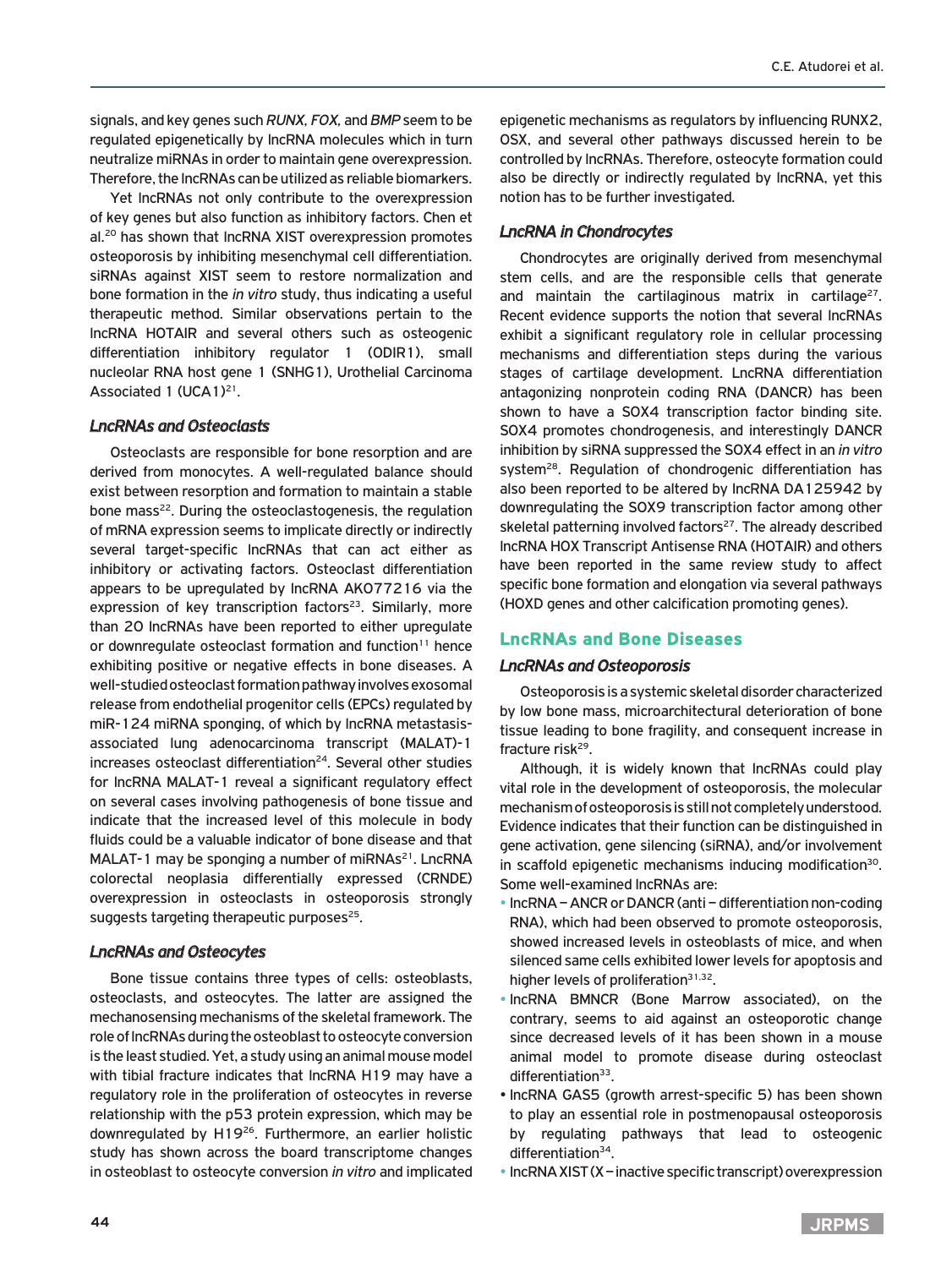signals, and key genes such *RUNX*, *FOX*, and *BMP* seem to be regulated epigenetically by lncRNA molecules which in turn neutralize miRNAs in order to maintain gene overexpression. Therefore, the lncRNAs can be utilized as reliable biomarkers.

Yet lncRNAs not only contribute to the overexpression of key genes but also function as inhibitory factors. Chen et al.[20] has shown that lncRNA XIST overexpression promotes osteoporosis by inhibiting mesenchymal cell differentiation. siRNAs against XIST seem to restore normalization and bone formation in the *in vitro* study, thus indicating a useful therapeutic method. Similar observations pertain to the lncRNA HOTAIR and several others such as osteogenic differentiation inhibitory regulator 1 (ODIR1), small nucleolar RNA host gene 1 (SNHG1), Urothelial Carcinoma Associated 1 (UCA1)[21].

### LncRNAs and Osteoclasts

Osteoclasts are responsible for bone resorption and are derived from monocytes. A well-regulated balance should exist between resorption and formation to maintain a stable bone mass[22]. During the osteoclastogenesis, the regulation of mRNA expression seems to implicate directly or indirectly several target-specific lncRNAs that can act either as inhibitory or activating factors. Osteoclast differentiation appears to be upregulated by lncRNA AK077216 via the expression of key transcription factors[23]. Similarly, more than 20 lncRNAs have been reported to either upregulate or downregulate osteoclast formation and function[11] hence exhibiting positive or negative effects in bone diseases. A well-studied osteoclast formation pathway involves exosomal release from endothelial progenitor cells (EPCs) regulated by miR-124 miRNA sponging, of which by lncRNA metastasis-associated lung adenocarcinoma transcript (MALAT)-1 increases osteoclast differentiation[24]. Several other studies for lncRNA MALAT-1 reveal a significant regulatory effect on several cases involving pathogenesis of bone tissue and indicate that the increased level of this molecule in body fluids could be a valuable indicator of bone disease and that MALAT-1 may be sponging a number of miRNAs[21]. LncRNA colorectal neoplasia differentially expressed (CRNDE) overexpression in osteoclasts in osteoporosis strongly suggests targeting therapeutic purposes[25].

### LncRNAs and Osteocytes

Bone tissue contains three types of cells: osteoblasts, osteoclasts, and osteocytes. The latter are assigned the mechanosensing mechanisms of the skeletal framework. The role of lncRNAs during the osteoblast to osteocyte conversion is the least studied. Yet, a study using an animal mouse model with tibial fracture indicates that lncRNA H19 may have a regulatory role in the proliferation of osteocytes in reverse relationship with the p53 protein expression, which may be downregulated by H19[26]. Furthermore, an earlier holistic study has shown across the board transcriptome changes in osteoblast to osteocyte conversion *in vitro* and implicated epigenetic mechanisms as regulators by influencing RUNX2, OSX, and several other pathways discussed herein to be controlled by lncRNAs. Therefore, osteocyte formation could also be directly or indirectly regulated by lncRNA, yet this notion has to be further investigated.

### LncRNA in Chondrocytes

Chondrocytes are originally derived from mesenchymal stem cells, and are the responsible cells that generate and maintain the cartilaginous matrix in cartilage[27]. Recent evidence supports the notion that several lncRNAs exhibit a significant regulatory role in cellular processing mechanisms and differentiation steps during the various stages of cartilage development. LncRNA differentiation antagonizing nonprotein coding RNA (DANCR) has been shown to have a SOX4 transcription factor binding site. SOX4 promotes chondrogenesis, and interestingly DANCR inhibition by siRNA suppressed the SOX4 effect in an *in vitro* system[28]. Regulation of chondrogenic differentiation has also been reported to be altered by lncRNA DA125942 by downregulating the SOX9 transcription factor among other skeletal patterning involved factors[27]. The already described lncRNA HOX Transcript Antisense RNA (HOTAIR) and others have been reported in the same review study to affect specific bone formation and elongation via several pathways (HOXD genes and other calcification promoting genes).

## LncRNAs and Bone Diseases

### LncRNAs and Osteoporosis

Osteoporosis is a systemic skeletal disorder characterized by low bone mass, microarchitectural deterioration of bone tissue leading to bone fragility, and consequent increase in fracture risk[29].

Although, it is widely known that lncRNAs could play vital role in the development of osteoporosis, the molecular mechanism of osteoporosis is still not completely understood. Evidence indicates that their function can be distinguished in gene activation, gene silencing (siRNA), and/or involvement in scaffold epigenetic mechanisms inducing modification[30]. Some well-examined lncRNAs are:

- lncRNA – ANCR or DANCR (anti – differentiation non-coding RNA), which had been observed to promote osteoporosis, showed increased levels in osteoblasts of mice, and when silenced same cells exhibited lower levels for apoptosis and higher levels of proliferation[31,32].
- lncRNA BMNCR (Bone Marrow associated), on the contrary, seems to aid against an osteoporotic change since decreased levels of it has been shown in a mouse animal model to promote disease during osteoclast differentiation[33].
- lncRNA GAS5 (growth arrest-specific 5) has been shown to play an essential role in postmenopausal osteoporosis by regulating pathways that lead to osteogenic differentiation[34].
- lncRNA XIST (X – inactive specific transcript) overexpression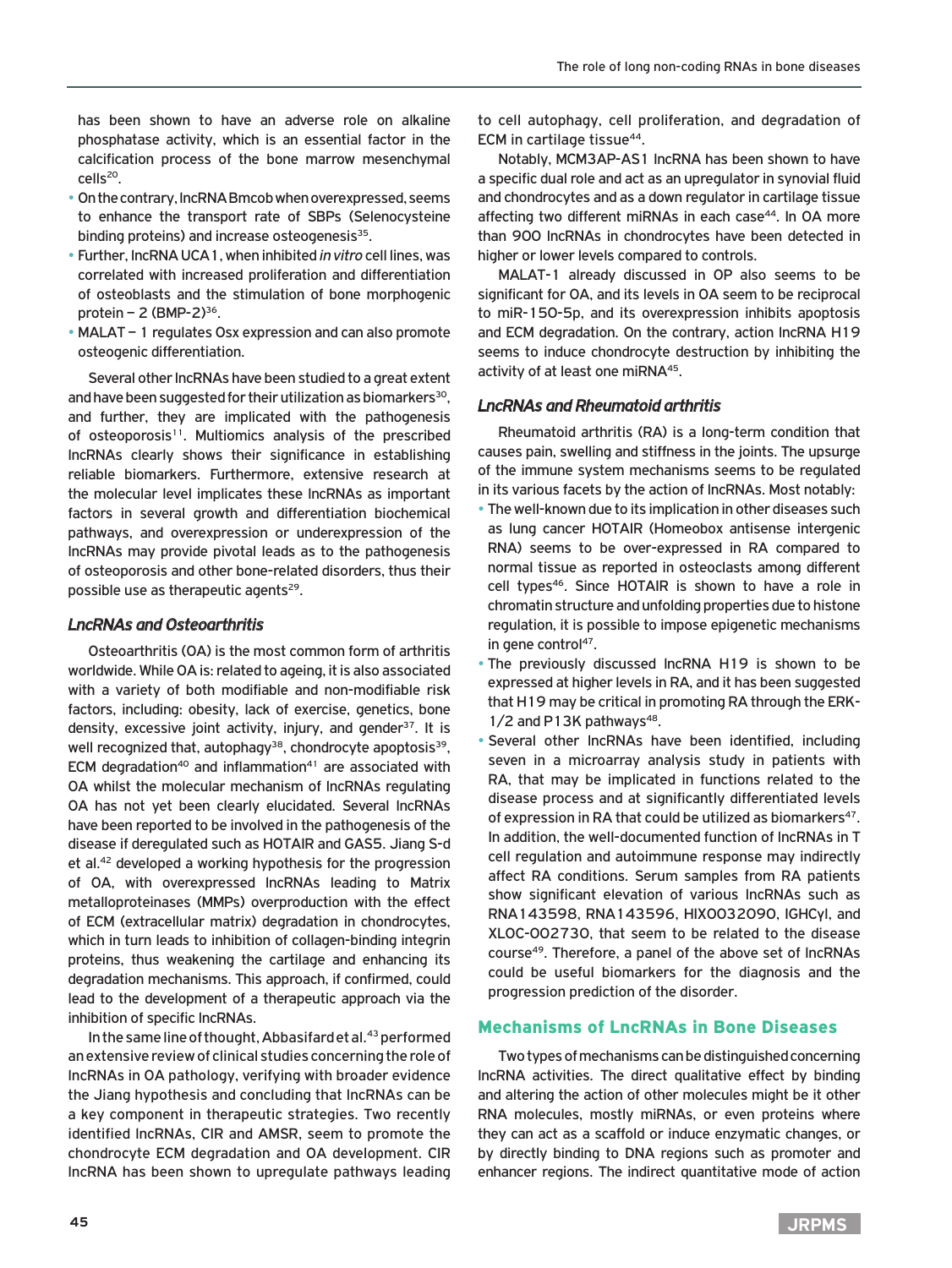has been shown to have an adverse role on alkaline phosphatase activity, which is an essential factor in the calcification process of the bone marrow mesenchymal cells[20].

- On the contrary, lncRNA Bmcob when overexpressed, seems to enhance the transport rate of SBPs (Selenocysteine binding proteins) and increase osteogenesis[35].
- Further, lncRNA UCA1, when inhibited *in vitro* cell lines, was correlated with increased proliferation and differentiation of osteoblasts and the stimulation of bone morphogenic protein – 2 (BMP-2)[36].
- MALAT – 1 regulates Osx expression and can also promote osteogenic differentiation.

Several other lncRNAs have been studied to a great extent and have been suggested for their utilization as biomarkers[30], and further, they are implicated with the pathogenesis of osteoporosis[11]. Multiomics analysis of the prescribed lncRNAs clearly shows their significance in establishing reliable biomarkers. Furthermore, extensive research at the molecular level implicates these lncRNAs as important factors in several growth and differentiation biochemical pathways, and overexpression or underexpression of the lncRNAs may provide pivotal leads as to the pathogenesis of osteoporosis and other bone-related disorders, thus their possible use as therapeutic agents[29].

### *LncRNAs and Osteoarthritis*

Osteoarthritis (OA) is the most common form of arthritis worldwide. While OA is: related to ageing, it is also associated with a variety of both modifiable and non-modifiable risk factors, including: obesity, lack of exercise, genetics, bone density, excessive joint activity, injury, and gender[37]. It is well recognized that, autophagy[38], chondrocyte apoptosis[39], ECM degradation[40] and inflammation[41] are associated with OA whilst the molecular mechanism of lncRNAs regulating OA has not yet been clearly elucidated. Several lncRNAs have been reported to be involved in the pathogenesis of the disease if deregulated such as HOTAIR and GAS5. Jiang S-d et al.[42] developed a working hypothesis for the progression of OA, with overexpressed lncRNAs leading to Matrix metalloproteinases (MMPs) overproduction with the effect of ECM (extracellular matrix) degradation in chondrocytes, which in turn leads to inhibition of collagen-binding integrin proteins, thus weakening the cartilage and enhancing its degradation mechanisms. This approach, if confirmed, could lead to the development of a therapeutic approach via the inhibition of specific lncRNAs.

In the same line of thought, Abbasifard et al.[43] performed an extensive review of clinical studies concerning the role of lncRNAs in OA pathology, verifying with broader evidence the Jiang hypothesis and concluding that lncRNAs can be a key component in therapeutic strategies. Two recently identified lncRNAs, CIR and AMSR, seem to promote the chondrocyte ECM degradation and OA development. CIR lncRNA has been shown to upregulate pathways leading to cell autophagy, cell proliferation, and degradation of ECM in cartilage tissue[44].

Notably, MCM3AP-AS1 lncRNA has been shown to have a specific dual role and act as an upregulator in synovial fluid and chondrocytes and as a down regulator in cartilage tissue affecting two different miRNAs in each case[44]. In OA more than 900 lncRNAs in chondrocytes have been detected in higher or lower levels compared to controls.

MALAT-1 already discussed in OP also seems to be significant for OA, and its levels in OA seem to be reciprocal to miR-150-5p, and its overexpression inhibits apoptosis and ECM degradation. On the contrary, action lncRNA H19 seems to induce chondrocyte destruction by inhibiting the activity of at least one miRNA[45].

### *LncRNAs and Rheumatoid arthritis*

Rheumatoid arthritis (RA) is a long-term condition that causes pain, swelling and stiffness in the joints. The upsurge of the immune system mechanisms seems to be regulated in its various facets by the action of lncRNAs. Most notably:

- The well-known due to its implication in other diseases such as lung cancer HOTAIR (Homeobox antisense intergenic RNA) seems to be over-expressed in RA compared to normal tissue as reported in osteoclasts among different cell types[46]. Since HOTAIR is shown to have a role in chromatin structure and unfolding properties due to histone regulation, it is possible to impose epigenetic mechanisms in gene control[47].
- The previously discussed lncRNA H19 is shown to be expressed at higher levels in RA, and it has been suggested that H19 may be critical in promoting RA through the ERK-1/2 and P13K pathways[48].
- Several other lncRNAs have been identified, including seven in a microarray analysis study in patients with RA, that may be implicated in functions related to the disease process and at significantly differentiated levels of expression in RA that could be utilized as biomarkers[47]. In addition, the well-documented function of lncRNAs in T cell regulation and autoimmune response may indirectly affect RA conditions. Serum samples from RA patients show significant elevation of various lncRNAs such as RNA143598, RNA143596, HIX0032090, IGHCγl, and XLOC-002730, that seem to be related to the disease course[49]. Therefore, a panel of the above set of lncRNAs could be useful biomarkers for the diagnosis and the progression prediction of the disorder.

## Mechanisms of LncRNAs in Bone Diseases

Two types of mechanisms can be distinguished concerning lncRNA activities. The direct qualitative effect by binding and altering the action of other molecules might be it other RNA molecules, mostly miRNAs, or even proteins where they can act as a scaffold or induce enzymatic changes, or by directly binding to DNA regions such as promoter and enhancer regions. The indirect quantitative mode of action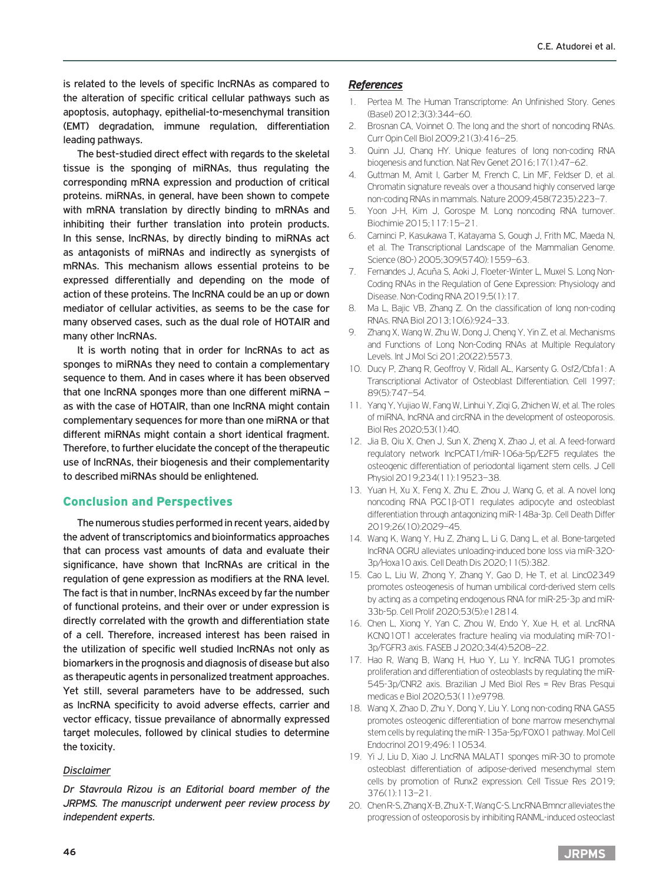is related to the levels of specific lncRNAs as compared to the alteration of specific critical cellular pathways such as apoptosis, autophagy, epithelial-to-mesenchymal transition (EMT) degradation, immune regulation, differentiation leading pathways.

The best-studied direct effect with regards to the skeletal tissue is the sponging of miRNAs, thus regulating the corresponding mRNA expression and production of critical proteins. miRNAs, in general, have been shown to compete with mRNA translation by directly binding to mRNAs and inhibiting their further translation into protein products. In this sense, lncRNAs, by directly binding to miRNAs act as antagonists of miRNAs and indirectly as synergists of mRNAs. This mechanism allows essential proteins to be expressed differentially and depending on the mode of action of these proteins. The lncRNA could be an up or down mediator of cellular activities, as seems to be the case for many observed cases, such as the dual role of HOTAIR and many other lncRNAs.

It is worth noting that in order for lncRNAs to act as sponges to miRNAs they need to contain a complementary sequence to them. And in cases where it has been observed that one lncRNA sponges more than one different miRNA – as with the case of HOTAIR, than one lncRNA might contain complementary sequences for more than one miRNA or that different miRNAs might contain a short identical fragment. Therefore, to further elucidate the concept of the therapeutic use of lncRNAs, their biogenesis and their complementarity to described miRNAs should be enlightened.

## Conclusion and Perspectives

The numerous studies performed in recent years, aided by the advent of transcriptomics and bioinformatics approaches that can process vast amounts of data and evaluate their significance, have shown that lncRNAs are critical in the regulation of gene expression as modifiers at the RNA level. The fact is that in number, lncRNAs exceed by far the number of functional proteins, and their over or under expression is directly correlated with the growth and differentiation state of a cell. Therefore, increased interest has been raised in the utilization of specific well studied lncRNAs not only as biomarkers in the prognosis and diagnosis of disease but also as therapeutic agents in personalized treatment approaches. Yet still, several parameters have to be addressed, such as lncRNA specificity to avoid adverse effects, carrier and vector efficacy, tissue prevailance of abnormally expressed target molecules, followed by clinical studies to determine the toxicity.

### *Disclaimer*

*Dr Stavroula Rizou is an Editorial board member of the JRPMS. The manuscript underwent peer review process by independent experts.*

## *References*

1. Pertea M. The Human Transcriptome: An Unfinished Story. Genes (Basel) 2012;3(3):344–60.
2. Brosnan CA, Voinnet O. The long and the short of noncoding RNAs. Curr Opin Cell Biol 2009;21(3):416–25.
3. Quinn JJ, Chang HY. Unique features of long non-coding RNA biogenesis and function. Nat Rev Genet 2016;17(1):47–62.
4. Guttman M, Amit I, Garber M, French C, Lin MF, Feldser D, et al. Chromatin signature reveals over a thousand highly conserved large non-coding RNAs in mammals. Nature 2009;458(7235):223–7.
5. Yoon J-H, Kim J, Gorospe M. Long noncoding RNA turnover. Biochimie 2015;117:15–21.
6. Carninci P, Kasukawa T, Katayama S, Gough J, Frith MC, Maeda N, et al. The Transcriptional Landscape of the Mammalian Genome. Science (80-) 2005;309(5740):1559–63.
7. Fernandes J, Acuña S, Aoki J, Floeter-Winter L, Muxel S. Long Non-Coding RNAs in the Regulation of Gene Expression: Physiology and Disease. Non-Coding RNA 2019;5(1):17.
8. Ma L, Bajic VB, Zhang Z. On the classification of long non-coding RNAs. RNA Biol 2013;10(6):924–33.
9. Zhang X, Wang W, Zhu W, Dong J, Cheng Y, Yin Z, et al. Mechanisms and Functions of Long Non-Coding RNAs at Multiple Regulatory Levels. Int J Mol Sci 201;20(22):5573.
10. Ducy P, Zhang R, Geoffroy V, Ridall AL, Karsenty G. Osf2/Cbfa1: A Transcriptional Activator of Osteoblast Differentiation. Cell 1997; 89(5):747–54.
11. Yang Y, Yujiao W, Fang W, Linhui Y, Ziqi G, Zhichen W, et al. The roles of miRNA, lncRNA and circRNA in the development of osteoporosis. Biol Res 2020;53(1):40.
12. Jia B, Qiu X, Chen J, Sun X, Zheng X, Zhao J, et al. A feed-forward regulatory network lncPCAT1/miR-106a-5p/E2F5 regulates the osteogenic differentiation of periodontal ligament stem cells. J Cell Physiol 2019;234(11):19523–38.
13. Yuan H, Xu X, Feng X, Zhu E, Zhou J, Wang G, et al. A novel long noncoding RNA PGC1β-OT1 regulates adipocyte and osteoblast differentiation through antagonizing miR-148a-3p. Cell Death Differ 2019;26(10):2029–45.
14. Wang K, Wang Y, Hu Z, Zhang L, Li G, Dang L, et al. Bone-targeted lncRNA OGRU alleviates unloading-induced bone loss via miR-320-3p/Hoxa10 axis. Cell Death Dis 2020;11(5):382.
15. Cao L, Liu W, Zhong Y, Zhang Y, Gao D, He T, et al. Linc02349 promotes osteogenesis of human umbilical cord-derived stem cells by acting as a competing endogenous RNA for miR-25-3p and miR-33b-5p. Cell Prolif 2020;53(5):e12814.
16. Chen L, Xiong Y, Yan C, Zhou W, Endo Y, Xue H, et al. LncRNA KCNQ1OT1 accelerates fracture healing via modulating miR-701-3p/FGFR3 axis. FASEB J 2020;34(4):5208–22.
17. Hao R, Wang B, Wang H, Huo Y, Lu Y. lncRNA TUG1 promotes proliferation and differentiation of osteoblasts by regulating the miR-545-3p/CNR2 axis. Brazilian J Med Biol Res = Rev Bras Pesqui medicas e Biol 2020;53(11):e9798.
18. Wang X, Zhao D, Zhu Y, Dong Y, Liu Y. Long non-coding RNA GAS5 promotes osteogenic differentiation of bone marrow mesenchymal stem cells by regulating the miR-135a-5p/FOXO1 pathway. Mol Cell Endocrinol 2019;496:110534.
19. Yi J, Liu D, Xiao J. LncRNA MALAT1 sponges miR-30 to promote osteoblast differentiation of adipose-derived mesenchymal stem cells by promotion of Runx2 expression. Cell Tissue Res 2019; 376(1):113–21.
20. Chen R-S, Zhang X-B, Zhu X-T, Wang C-S. LncRNA Bmncr alleviates the progression of osteoporosis by inhibiting RANML-induced osteoclast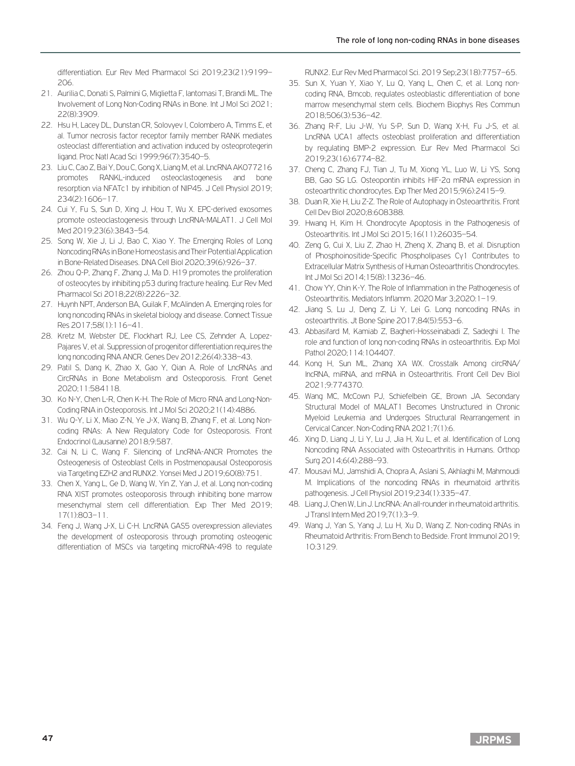differentiation. Eur Rev Med Pharmacol Sci 2019;23(21):9199–206.

21. Aurilia C, Donati S, Palmini G, Miglietta F, Iantomasi T, Brandi ML. The Involvement of Long Non-Coding RNAs in Bone. Int J Mol Sci 2021; 22(8):3909.
22. Hsu H, Lacey DL, Dunstan CR, Solovyev I, Colombero A, Timms E, et al. Tumor necrosis factor receptor family member RANK mediates osteoclast differentiation and activation induced by osteoprotegerin ligand. Proc Natl Acad Sci 1999;96(7):3540–5.
23. Liu C, Cao Z, Bai Y, Dou C, Gong X, Liang M, et al. LncRNA AK077216 promotes RANKL-induced osteoclastogenesis and bone resorption via NFATc1 by inhibition of NIP45. J Cell Physiol 2019; 234(2):1606–17.
24. Cui Y, Fu S, Sun D, Xing J, Hou T, Wu X. EPC-derived exosomes promote osteoclastogenesis through LncRNA-MALAT1. J Cell Mol Med 2019;23(6):3843–54.
25. Song W, Xie J, Li J, Bao C, Xiao Y. The Emerging Roles of Long Noncoding RNAs in Bone Homeostasis and Their Potential Application in Bone-Related Diseases. DNA Cell Biol 2020;39(6):926–37.
26. Zhou Q-P, Zhang F, Zhang J, Ma D. H19 promotes the proliferation of osteocytes by inhibiting p53 during fracture healing. Eur Rev Med Pharmacol Sci 2018;22(8):2226–32.
27. Huynh NPT, Anderson BA, Guilak F, McAlinden A. Emerging roles for long noncoding RNAs in skeletal biology and disease. Connect Tissue Res 2017;58(1):116–41.
28. Kretz M, Webster DE, Flockhart RJ, Lee CS, Zehnder A, Lopez-Pajares V, et al. Suppression of progenitor differentiation requires the long noncoding RNA ANCR. Genes Dev 2012;26(4):338–43.
29. Patil S, Dang K, Zhao X, Gao Y, Qian A. Role of LncRNAs and CircRNAs in Bone Metabolism and Osteoporosis. Front Genet 2020;11:584118.
30. Ko N-Y, Chen L-R, Chen K-H. The Role of Micro RNA and Long-Non-Coding RNA in Osteoporosis. Int J Mol Sci 2020;21(14):4886.
31. Wu Q-Y, Li X, Miao Z-N, Ye J-X, Wang B, Zhang F, et al. Long Non-coding RNAs: A New Regulatory Code for Osteoporosis. Front Endocrinol (Lausanne) 2018;9:587.
32. Cai N, Li C, Wang F. Silencing of LncRNA-ANCR Promotes the Osteogenesis of Osteoblast Cells in Postmenopausal Osteoporosis via Targeting EZH2 and RUNX2. Yonsei Med J 2019;60(8):751.
33. Chen X, Yang L, Ge D, Wang W, Yin Z, Yan J, et al. Long non-coding RNA XIST promotes osteoporosis through inhibiting bone marrow mesenchymal stem cell differentiation. Exp Ther Med 2019; 17(1):803–11.
34. Feng J, Wang J-X, Li C-H. LncRNA GAS5 overexpression alleviates the development of osteoporosis through promoting osteogenic differentiation of MSCs via targeting microRNA-498 to regulate RUNX2. Eur Rev Med Pharmacol Sci. 2019 Sep;23(18):7757–65.
35. Sun X, Yuan Y, Xiao Y, Lu Q, Yang L, Chen C, et al. Long non-coding RNA, Bmcob, regulates osteoblastic differentiation of bone marrow mesenchymal stem cells. Biochem Biophys Res Commun 2018;506(3):536–42.
36. Zhang R-F, Liu J-W, Yu S-P, Sun D, Wang X-H, Fu J-S, et al. LncRNA UCA1 affects osteoblast proliferation and differentiation by regulating BMP-2 expression. Eur Rev Med Pharmacol Sci 2019;23(16):6774–82.
37. Cheng C, Zhang FJ, Tian J, Tu M, Xiong YL, Luo W, Li YS, Song BB, Gao SG LG. Osteopontin inhibits HIF-2α mRNA expression in osteoarthritic chondrocytes. Exp Ther Med 2015;9(6):2415–9.
38. Duan R, Xie H, Liu Z-Z. The Role of Autophagy in Osteoarthritis. Front Cell Dev Biol 2020;8:608388.
39. Hwang H, Kim H. Chondrocyte Apoptosis in the Pathogenesis of Osteoarthritis. Int J Mol Sci 2015;16(11):26035–54.
40. Zeng G, Cui X, Liu Z, Zhao H, Zheng X, Zhang B, et al. Disruption of Phosphoinositide-Specific Phospholipases Cγ1 Contributes to Extracellular Matrix Synthesis of Human Osteoarthritis Chondrocytes. Int J Mol Sci 2014;15(8):13236–46.
41. Chow YY, Chin K-Y. The Role of Inflammation in the Pathogenesis of Osteoarthritis. Mediators Inflamm. 2020 Mar 3;2020:1–19.
42. Jiang S, Lu J, Deng Z, Li Y, Lei G. Long noncoding RNAs in osteoarthritis. Jt Bone Spine 2017;84(5):553–6.
43. Abbasifard M, Kamiab Z, Bagheri-Hosseinabadi Z, Sadeghi I. The role and function of long non-coding RNAs in osteoarthritis. Exp Mol Pathol 2020;114:104407.
44. Kong H, Sun ML, Zhang XA WX. Crosstalk Among circRNA/lncRNA, miRNA, and mRNA in Osteoarthritis. Front Cell Dev Biol 2021;9:774370.
45. Wang MC, McCown PJ, Schiefelbein GE, Brown JA. Secondary Structural Model of MALAT1 Becomes Unstructured in Chronic Myeloid Leukemia and Undergoes Structural Rearrangement in Cervical Cancer. Non-Coding RNA 2021;7(1):6.
46. Xing D, Liang J, Li Y, Lu J, Jia H, Xu L, et al. Identification of Long Noncoding RNA Associated with Osteoarthritis in Humans. Orthop Surg 2014;6(4):288–93.
47. Mousavi MJ, Jamshidi A, Chopra A, Aslani S, Akhlaghi M, Mahmoudi M. Implications of the noncoding RNAs in rheumatoid arthritis pathogenesis. J Cell Physiol 2019;234(1):335–47.
48. Liang J, Chen W, Lin J. LncRNA: An all-rounder in rheumatoid arthritis. J Transl Intern Med 2019;7(1):3–9.
49. Wang J, Yan S, Yang J, Lu H, Xu D, Wang Z. Non-coding RNAs in Rheumatoid Arthritis: From Bench to Bedside. Front Immunol 2019; 10:3129.